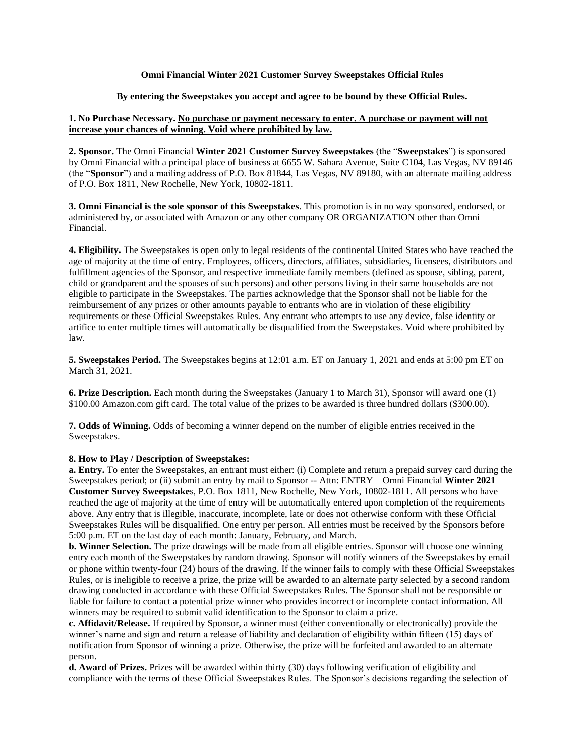**Omni Financial Winter 2021 Customer Survey Sweepstakes Official Rules**

**By entering the Sweepstakes you accept and agree to be bound by these Official Rules.**

**1. No Purchase Necessary. No purchase or payment necessary to enter. A purchase or payment will not increase your chances of winning. Void where prohibited by law.**

**2. Sponsor.** The Omni Financial **Winter 2021 Customer Survey Sweepstakes** (the "**Sweepstakes**") is sponsored by Omni Financial with a principal place of business at 6655 W. Sahara Avenue, Suite C104, Las Vegas, NV 89146 (the "**Sponsor**") and a mailing address of P.O. Box 81844, Las Vegas, NV 89180, with an alternate mailing address of P.O. Box 1811, New Rochelle, New York, 10802-1811.

**3. Omni Financial is the sole sponsor of this Sweepstakes**. This promotion is in no way sponsored, endorsed, or administered by, or associated with Amazon or any other company OR ORGANIZATION other than Omni Financial.

**4. Eligibility.** The Sweepstakes is open only to legal residents of the continental United States who have reached the age of majority at the time of entry. Employees, officers, directors, affiliates, subsidiaries, licensees, distributors and fulfillment agencies of the Sponsor, and respective immediate family members (defined as spouse, sibling, parent, child or grandparent and the spouses of such persons) and other persons living in their same households are not eligible to participate in the Sweepstakes. The parties acknowledge that the Sponsor shall not be liable for the reimbursement of any prizes or other amounts payable to entrants who are in violation of these eligibility requirements or these Official Sweepstakes Rules. Any entrant who attempts to use any device, false identity or artifice to enter multiple times will automatically be disqualified from the Sweepstakes. Void where prohibited by law.

**5. Sweepstakes Period.** The Sweepstakes begins at 12:01 a.m. ET on January 1, 2021 and ends at 5:00 pm ET on March 31, 2021.

**6. Prize Description.** Each month during the Sweepstakes (January 1 to March 31), Sponsor will award one (1) \$100.00 Amazon.com gift card. The total value of the prizes to be awarded is three hundred dollars (\$300.00).

**7. Odds of Winning.** Odds of becoming a winner depend on the number of eligible entries received in the Sweepstakes.

**8. How to Play / Description of Sweepstakes:**

**a. Entry.** To enter the Sweepstakes, an entrant must either: (i) Complete and return a prepaid survey card during the Sweepstakes period; or (ii) submit an entry by mail to Sponsor -- Attn: ENTRY – Omni Financial **Winter 2021 Customer Survey Sweepstake**s, P.O. Box 1811, New Rochelle, New York, 10802-1811. All persons who have reached the age of majority at the time of entry will be automatically entered upon completion of the requirements above. Any entry that is illegible, inaccurate, incomplete, late or does not otherwise conform with these Official Sweepstakes Rules will be disqualified. One entry per person. All entries must be received by the Sponsors before 5:00 p.m. ET on the last day of each month: January, February, and March.

**b. Winner Selection.** The prize drawings will be made from all eligible entries. Sponsor will choose one winning entry each month of the Sweepstakes by random drawing. Sponsor will notify winners of the Sweepstakes by email or phone within twenty-four (24) hours of the drawing. If the winner fails to comply with these Official Sweepstakes Rules, or is ineligible to receive a prize, the prize will be awarded to an alternate party selected by a second random drawing conducted in accordance with these Official Sweepstakes Rules. The Sponsor shall not be responsible or liable for failure to contact a potential prize winner who provides incorrect or incomplete contact information. All winners may be required to submit valid identification to the Sponsor to claim a prize.

**c. Affidavit/Release.** If required by Sponsor, a winner must (either conventionally or electronically) provide the winner's name and sign and return a release of liability and declaration of eligibility within fifteen (15) days of notification from Sponsor of winning a prize. Otherwise, the prize will be forfeited and awarded to an alternate person.

**d. Award of Prizes.** Prizes will be awarded within thirty (30) days following verification of eligibility and compliance with the terms of these Official Sweepstakes Rules. The Sponsor's decisions regarding the selection of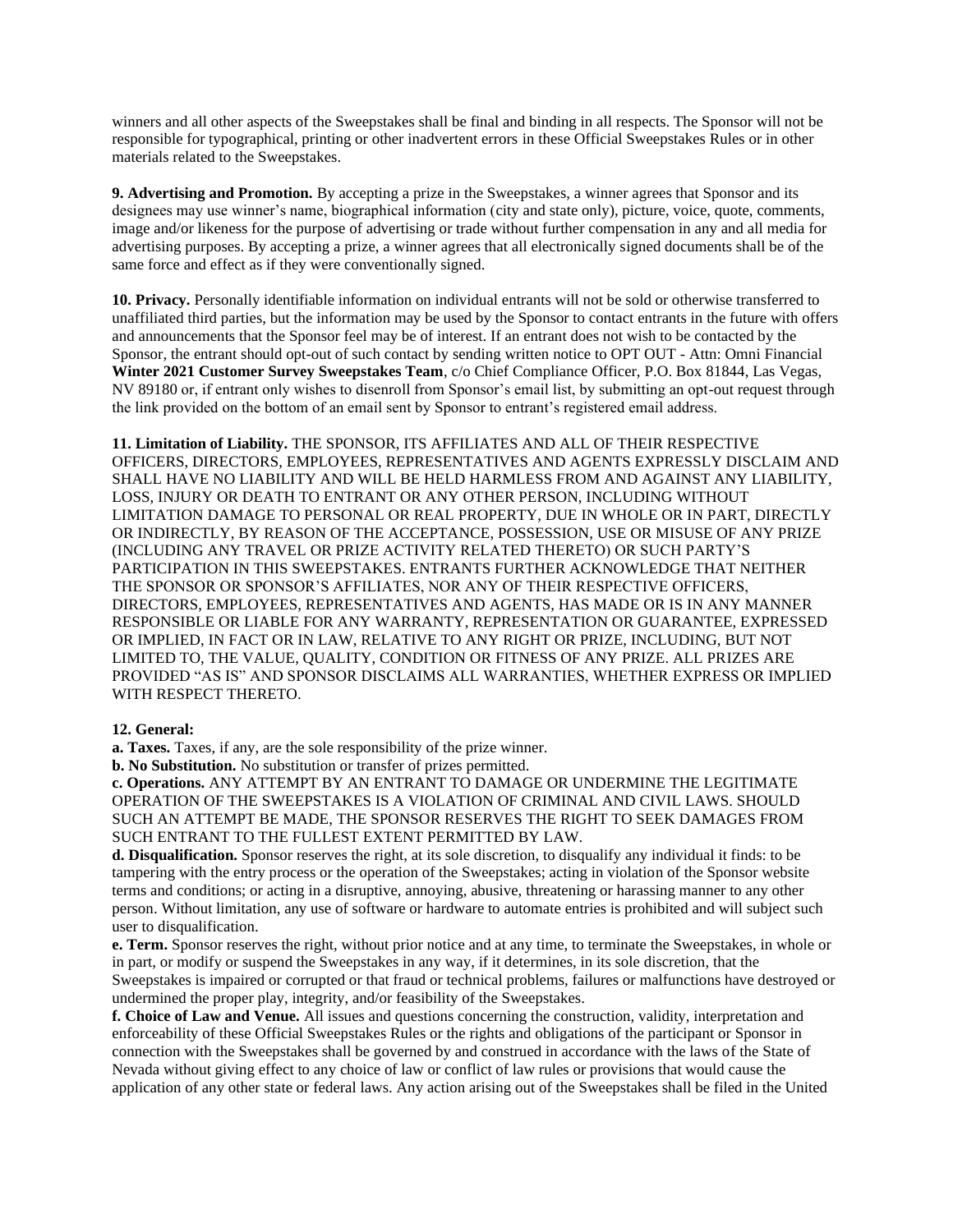winners and all other aspects of the Sweepstakes shall be final and binding in all respects. The Sponsor will not be responsible for typographical, printing or other inadvertent errors in these Official Sweepstakes Rules or in other materials related to the Sweepstakes.

**9. Advertising and Promotion.** By accepting a prize in the Sweepstakes, a winner agrees that Sponsor and its designees may use winner's name, biographical information (city and state only), picture, voice, quote, comments, image and/or likeness for the purpose of advertising or trade without further compensation in any and all media for advertising purposes. By accepting a prize, a winner agrees that all electronically signed documents shall be of the same force and effect as if they were conventionally signed.

**10. Privacy.** Personally identifiable information on individual entrants will not be sold or otherwise transferred to unaffiliated third parties, but the information may be used by the Sponsor to contact entrants in the future with offers and announcements that the Sponsor feel may be of interest. If an entrant does not wish to be contacted by the Sponsor, the entrant should opt-out of such contact by sending written notice to OPT OUT - Attn: Omni Financial **Winter 2021 Customer Survey Sweepstakes Team**, c/o Chief Compliance Officer, P.O. Box 81844, Las Vegas, NV 89180 or, if entrant only wishes to disenroll from Sponsor's email list, by submitting an opt-out request through the link provided on the bottom of an email sent by Sponsor to entrant's registered email address.

**11. Limitation of Liability.** THE SPONSOR, ITS AFFILIATES AND ALL OF THEIR RESPECTIVE OFFICERS, DIRECTORS, EMPLOYEES, REPRESENTATIVES AND AGENTS EXPRESSLY DISCLAIM AND SHALL HAVE NO LIABILITY AND WILL BE HELD HARMLESS FROM AND AGAINST ANY LIABILITY, LOSS, INJURY OR DEATH TO ENTRANT OR ANY OTHER PERSON, INCLUDING WITHOUT LIMITATION DAMAGE TO PERSONAL OR REAL PROPERTY, DUE IN WHOLE OR IN PART, DIRECTLY OR INDIRECTLY, BY REASON OF THE ACCEPTANCE, POSSESSION, USE OR MISUSE OF ANY PRIZE (INCLUDING ANY TRAVEL OR PRIZE ACTIVITY RELATED THERETO) OR SUCH PARTY'S PARTICIPATION IN THIS SWEEPSTAKES. ENTRANTS FURTHER ACKNOWLEDGE THAT NEITHER THE SPONSOR OR SPONSOR'S AFFILIATES, NOR ANY OF THEIR RESPECTIVE OFFICERS, DIRECTORS, EMPLOYEES, REPRESENTATIVES AND AGENTS, HAS MADE OR IS IN ANY MANNER RESPONSIBLE OR LIABLE FOR ANY WARRANTY, REPRESENTATION OR GUARANTEE, EXPRESSED OR IMPLIED, IN FACT OR IN LAW, RELATIVE TO ANY RIGHT OR PRIZE, INCLUDING, BUT NOT LIMITED TO, THE VALUE, QUALITY, CONDITION OR FITNESS OF ANY PRIZE. ALL PRIZES ARE PROVIDED "AS IS" AND SPONSOR DISCLAIMS ALL WARRANTIES, WHETHER EXPRESS OR IMPLIED WITH RESPECT THERETO.

**12. General:**

**a. Taxes.** Taxes, if any, are the sole responsibility of the prize winner.

**b. No Substitution.** No substitution or transfer of prizes permitted.

**c. Operations.** ANY ATTEMPT BY AN ENTRANT TO DAMAGE OR UNDERMINE THE LEGITIMATE OPERATION OF THE SWEEPSTAKES IS A VIOLATION OF CRIMINAL AND CIVIL LAWS. SHOULD SUCH AN ATTEMPT BE MADE, THE SPONSOR RESERVES THE RIGHT TO SEEK DAMAGES FROM SUCH ENTRANT TO THE FULLEST EXTENT PERMITTED BY LAW.

**d. Disqualification.** Sponsor reserves the right, at its sole discretion, to disqualify any individual it finds: to be tampering with the entry process or the operation of the Sweepstakes; acting in violation of the Sponsor website terms and conditions; or acting in a disruptive, annoying, abusive, threatening or harassing manner to any other person. Without limitation, any use of software or hardware to automate entries is prohibited and will subject such user to disqualification.

**e. Term.** Sponsor reserves the right, without prior notice and at any time, to terminate the Sweepstakes, in whole or in part, or modify or suspend the Sweepstakes in any way, if it determines, in its sole discretion, that the Sweepstakes is impaired or corrupted or that fraud or technical problems, failures or malfunctions have destroyed or undermined the proper play, integrity, and/or feasibility of the Sweepstakes.

**f. Choice of Law and Venue.** All issues and questions concerning the construction, validity, interpretation and enforceability of these Official Sweepstakes Rules or the rights and obligations of the participant or Sponsor in connection with the Sweepstakes shall be governed by and construed in accordance with the laws of the State of Nevada without giving effect to any choice of law or conflict of law rules or provisions that would cause the application of any other state or federal laws. Any action arising out of the Sweepstakes shall be filed in the United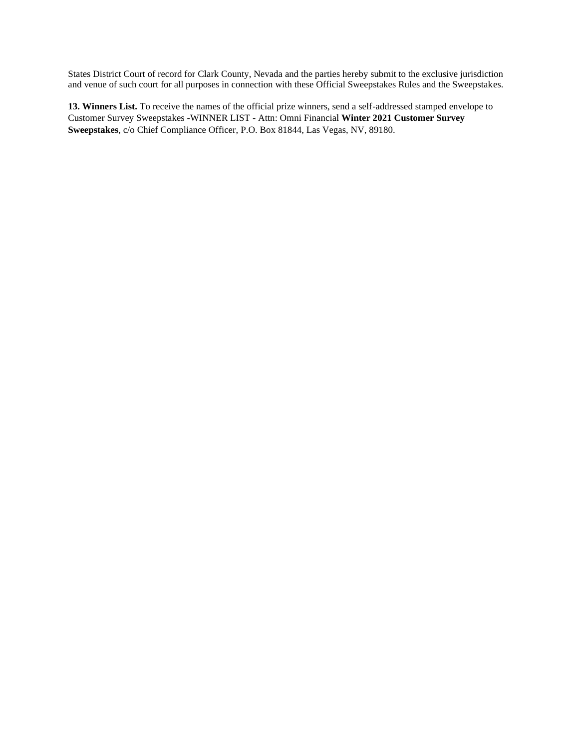States District Court of record for Clark County, Nevada and the parties hereby submit to the exclusive jurisdiction and venue of such court for all purposes in connection with these Official Sweepstakes Rules and the Sweepstakes.

**13. Winners List.** To receive the names of the official prize winners, send a self-addressed stamped envelope to Customer Survey Sweepstakes -WINNER LIST - Attn: Omni Financial **Winter 2021 Customer Survey Sweepstakes**, c/o Chief Compliance Officer, P.O. Box 81844, Las Vegas, NV, 89180.